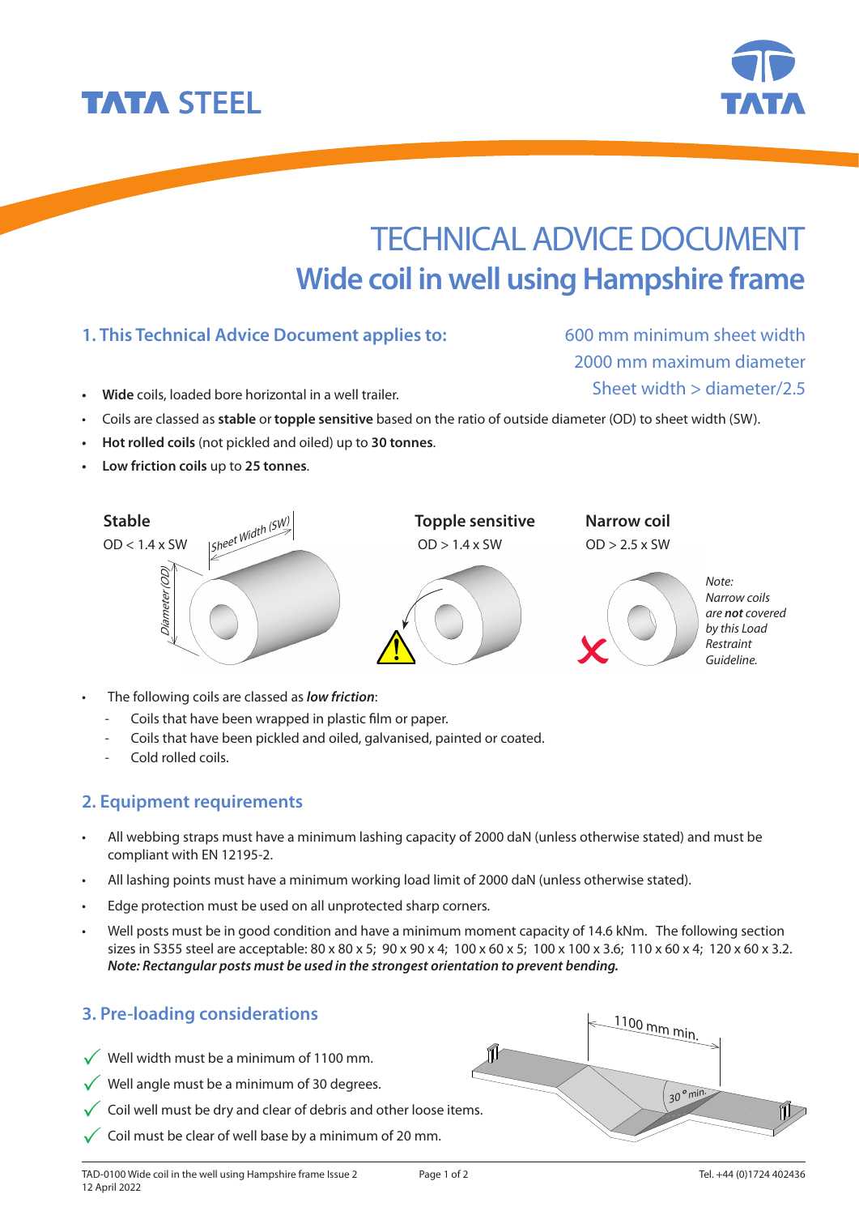# TECHNICAL ADVICE DOCUMENT

## Wide coil in well using Hampshire frame

### 1. This Technical Advice Document applies to:

600 mm minimum sheet width
2000 mm maximum diameter
Sheet width > diameter/2.5

- **Wide** coils, loaded bore horizontal in a well trailer.
- Coils are classed as **stable** or **topple sensitive** based on the ratio of outside diameter (OD) to sheet width (SW).
- **Hot rolled coils** (not pickled and oiled) up to **30 tonnes**.
- **Low friction coils** up to **25 tonnes**.

**Stable**
OD < 1.4 x SW

Sheet Width (SW)

Diameter (OD)

**Topple sensitive**
OD > 1.4 x SW

**Narrow coil**
OD > 2.5 x SW

*Note: Narrow coils are **not** covered by this Load Restraint Guideline.*

- The following coils are classed as ***low friction***:
  - Coils that have been wrapped in plastic film or paper.
  - Coils that have been pickled and oiled, galvanised, painted or coated.
  - Cold rolled coils.

### 2. Equipment requirements

- All webbing straps must have a minimum lashing capacity of 2000 daN (unless otherwise stated) and must be compliant with EN 12195-2.
- All lashing points must have a minimum working load limit of 2000 daN (unless otherwise stated).
- Edge protection must be used on all unprotected sharp corners.
- Well posts must be in good condition and have a minimum moment capacity of 14.6 kNm. The following section sizes in S355 steel are acceptable: 80 x 80 x 5; 90 x 90 x 4; 100 x 60 x 5; 100 x 100 x 3.6; 110 x 60 x 4; 120 x 60 x 3.2. ***Note: Rectangular posts must be used in the strongest orientation to prevent bending.***

### 3. Pre-loading considerations

- ✓ Well width must be a minimum of 1100 mm.
- ✓ Well angle must be a minimum of 30 degrees.
- ✓ Coil well must be dry and clear of debris and other loose items.
- ✓ Coil must be clear of well base by a minimum of 20 mm.

1100 mm min.

30° min.

TAD-0100 Wide coil in the well using Hampshire frame Issue 2
12 April 2022

Tel. +44 (0)1724 402436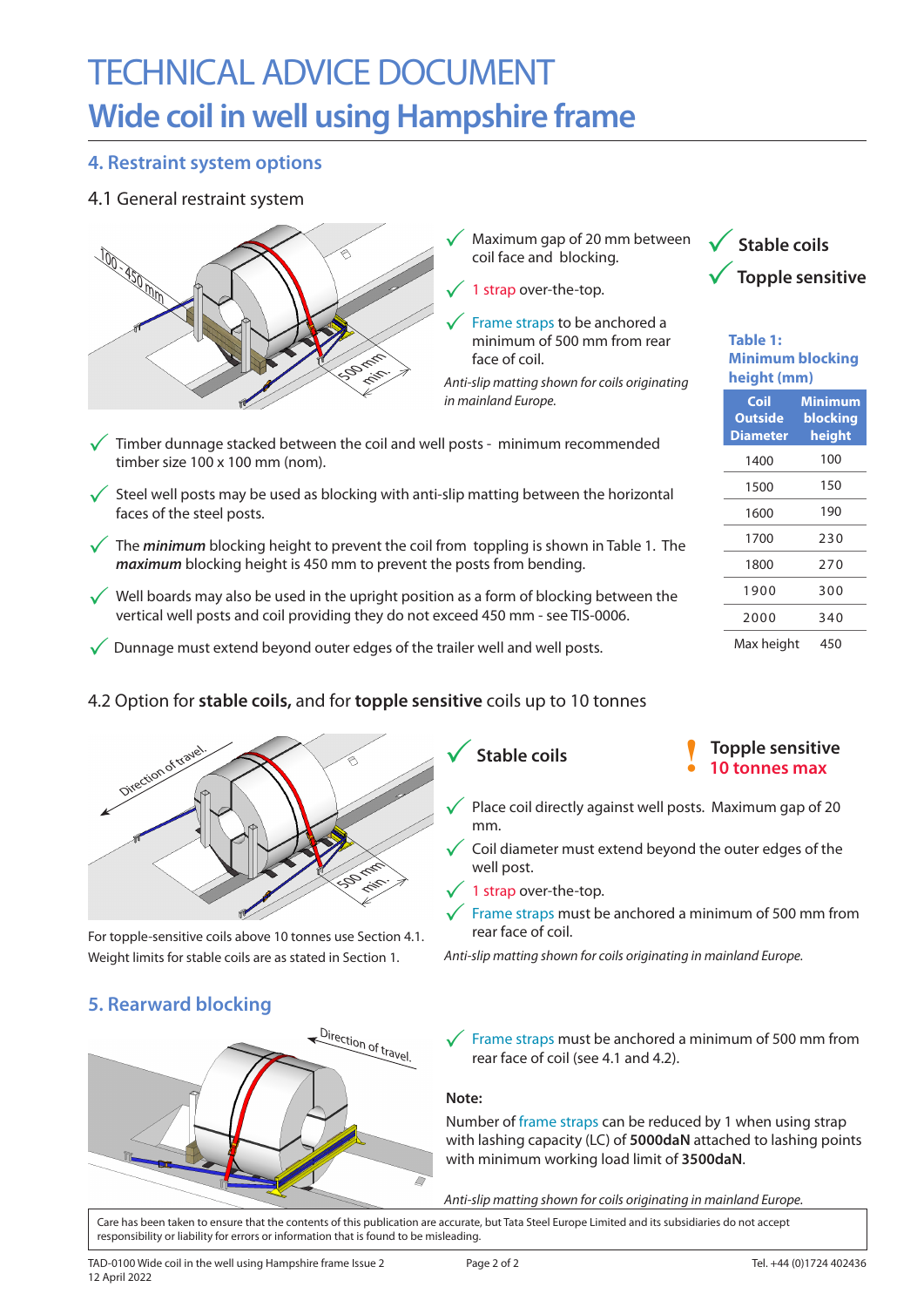# TECHNICAL ADVICE DOCUMENT

# Wide coil in well using Hampshire frame

## 4. Restraint system options

### 4.1 General restraint system

100 - 450 mm

500 mm min.

- ✓ Maximum gap of 20 mm between coil face and blocking.
- ✓ 1 strap over-the-top.
- ✓ Frame straps to be anchored a minimum of 500 mm from rear face of coil.

*Anti-slip matting shown for coils originating in mainland Europe.*

✓ Stable coils

✓ Topple sensitive

- ✓ Timber dunnage stacked between the coil and well posts - minimum recommended timber size 100 x 100 mm (nom).
- ✓ Steel well posts may be used as blocking with anti-slip matting between the horizontal faces of the steel posts.
- ✓ The ***minimum*** blocking height to prevent the coil from toppling is shown in Table 1. The ***maximum*** blocking height is 450 mm to prevent the posts from bending.
- ✓ Well boards may also be used in the upright position as a form of blocking between the vertical well posts and coil providing they do not exceed 450 mm - see TIS-0006.
- ✓ Dunnage must extend beyond outer edges of the trailer well and well posts.

**Table 1: Minimum blocking height (mm)**

| Coil Outside Diameter | Minimum blocking height |
|---|---|
| 1400 | 100 |
| 1500 | 150 |
| 1600 | 190 |
| 1700 | 230 |
| 1800 | 270 |
| 1900 | 300 |
| 2000 | 340 |
| Max height | 450 |

### 4.2 Option for **stable coils,** and for **topple sensitive** coils up to 10 tonnes

Direction of travel.

500 mm min.

For topple-sensitive coils above 10 tonnes use Section 4.1.
Weight limits for stable coils are as stated in Section 1.

✓ **Stable coils**

! **Topple sensitive 10 tonnes max**

- ✓ Place coil directly against well posts. Maximum gap of 20 mm.
- ✓ Coil diameter must extend beyond the outer edges of the well post.
- ✓ 1 strap over-the-top.
- ✓ Frame straps must be anchored a minimum of 500 mm from rear face of coil.

*Anti-slip matting shown for coils originating in mainland Europe.*

## 5. Rearward blocking

Direction of travel.

- ✓ Frame straps must be anchored a minimum of 500 mm from rear face of coil (see 4.1 and 4.2).

**Note:**

Number of frame straps can be reduced by 1 when using strap with lashing capacity (LC) of **5000daN** attached to lashing points with minimum working load limit of **3500daN**.

*Anti-slip matting shown for coils originating in mainland Europe.*

Care has been taken to ensure that the contents of this publication are accurate, but Tata Steel Europe Limited and its subsidiaries do not accept responsibility or liability for errors or information that is found to be misleading.

TAD-0100 Wide coil in the well using Hampshire frame Issue 2
12 April 2022

Tel. +44 (0)1724 402436